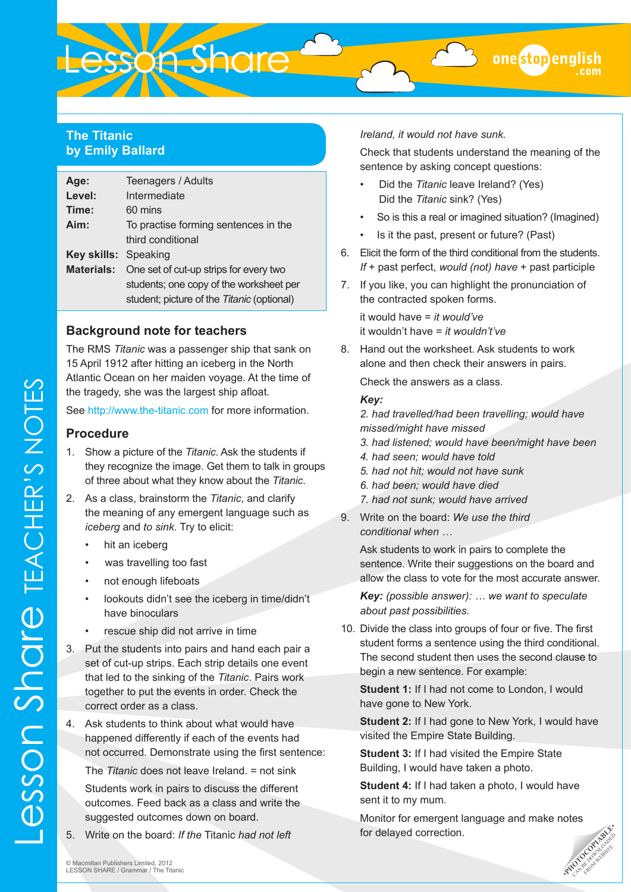# The Titanic
## by Emily Ballard

| | |
|---|---|
| **Age:** | Teenagers / Adults |
| **Level:** | Intermediate |
| **Time:** | 60 mins |
| **Aim:** | To practise forming sentences in the third conditional |
| **Key skills:** | Speaking |
| **Materials:** | One set of cut-up strips for every two students; one copy of the worksheet per student; picture of the *Titanic* (optional) |

## Background note for teachers

The RMS *Titanic* was a passenger ship that sank on 15 April 1912 after hitting an iceberg in the North Atlantic Ocean on her maiden voyage. At the time of the tragedy, she was the largest ship afloat.

See http://www.the-titanic.com for more information.

## Procedure

1. Show a picture of the *Titanic*. Ask the students if they recognize the image. Get them to talk in groups of three about what they know about the *Titanic*.
2. As a class, brainstorm the *Titanic*, and clarify the meaning of any emergent language such as *iceberg* and *to sink*. Try to elicit:
   - hit an iceberg
   - was travelling too fast
   - not enough lifeboats
   - lookouts didn't see the iceberg in time/didn't have binoculars
   - rescue ship did not arrive in time
3. Put the students into pairs and hand each pair a set of cut-up strips. Each strip details one event that led to the sinking of the *Titanic*. Pairs work together to put the events in order. Check the correct order as a class.
4. Ask students to think about what would have happened differently if each of the events had not occurred. Demonstrate using the first sentence:

   The *Titanic* does not leave Ireland. = not sink

   Students work in pairs to discuss the different outcomes. Feed back as a class and write the suggested outcomes down on board.
5. Write on the board: *If the* Titanic *had not left Ireland, it would not have sunk.*

   Check that students understand the meaning of the sentence by asking concept questions:
   - Did the *Titanic* leave Ireland? (Yes)
     Did the *Titanic* sink? (Yes)
   - So is this a real or imagined situation? (Imagined)
   - Is it the past, present or future? (Past)
6. Elicit the form of the third conditional from the students.
   *If* + past perfect, *would (not) have* + past participle
7. If you like, you can highlight the pronunciation of the contracted spoken forms.

   it would have = *it would've*
   it wouldn't have = *it wouldn't've*
8. Hand out the worksheet. Ask students to work alone and then check their answers in pairs.

   Check the answers as a class.

   ***Key:***
   *2. had travelled/had been travelling; would have missed/might have missed*
   *3. had listened; would have been/might have been*
   *4. had seen; would have told*
   *5. had not hit; would not have sunk*
   *6. had been; would have died*
   *7. had not sunk; would have arrived*
9. Write on the board: *We use the third conditional when …*

   Ask students to work in pairs to complete the sentence. Write their suggestions on the board and allow the class to vote for the most accurate answer.

   ***Key:*** *(possible answer): … we want to speculate about past possibilities.*
10. Divide the class into groups of four or five. The first student forms a sentence using the third conditional. The second student then uses the second clause to begin a new sentence. For example:

    **Student 1:** If I had not come to London, I would have gone to New York.

    **Student 2:** If I had gone to New York, I would have visited the Empire State Building.

    **Student 3:** If I had visited the Empire State Building, I would have taken a photo.

    **Student 4:** If I had taken a photo, I would have sent it to my mum.

    Monitor for emergent language and make notes for delayed correction.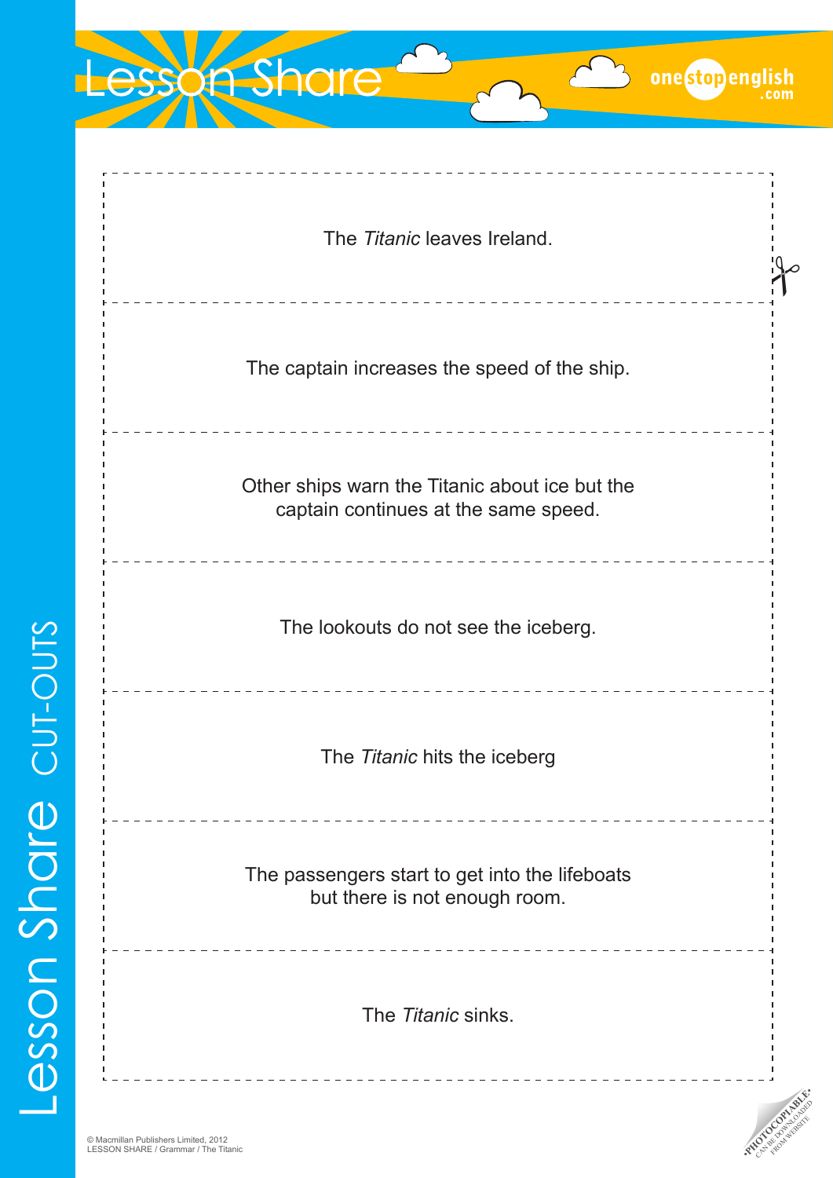The *Titanic* leaves Ireland.

The captain increases the speed of the ship.

Other ships warn the Titanic about ice but the captain continues at the same speed.

The lookouts do not see the iceberg.

The *Titanic* hits the iceberg

The passengers start to get into the lifeboats but there is not enough room.

The *Titanic* sinks.

© Macmillan Publishers Limited, 2012
LESSON SHARE / Grammar / The Titanic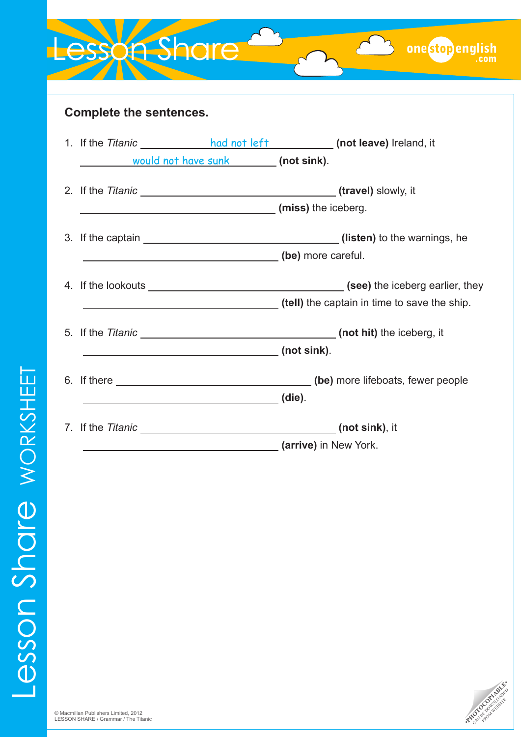## Complete the sentences.

1. If the *Titanic* ___had not left___ **(not leave)** Ireland, it ___would not have sunk___ **(not sink)**.

2. If the *Titanic* ______________________ **(travel)** slowly, it ______________________ **(miss)** the iceberg.

3. If the captain ______________________ **(listen)** to the warnings, he ______________________ **(be)** more careful.

4. If the lookouts ______________________ **(see)** the iceberg earlier, they ______________________ **(tell)** the captain in time to save the ship.

5. If the *Titanic* ______________________ **(not hit)** the iceberg, it ______________________ **(not sink)**.

6. If there ______________________ **(be)** more lifeboats, fewer people ______________________ **(die)**.

7. If the *Titanic* ______________________ **(not sink)**, it ______________________ **(arrive)** in New York.

© Macmillan Publishers Limited, 2012
LESSON SHARE / Grammar / The Titanic